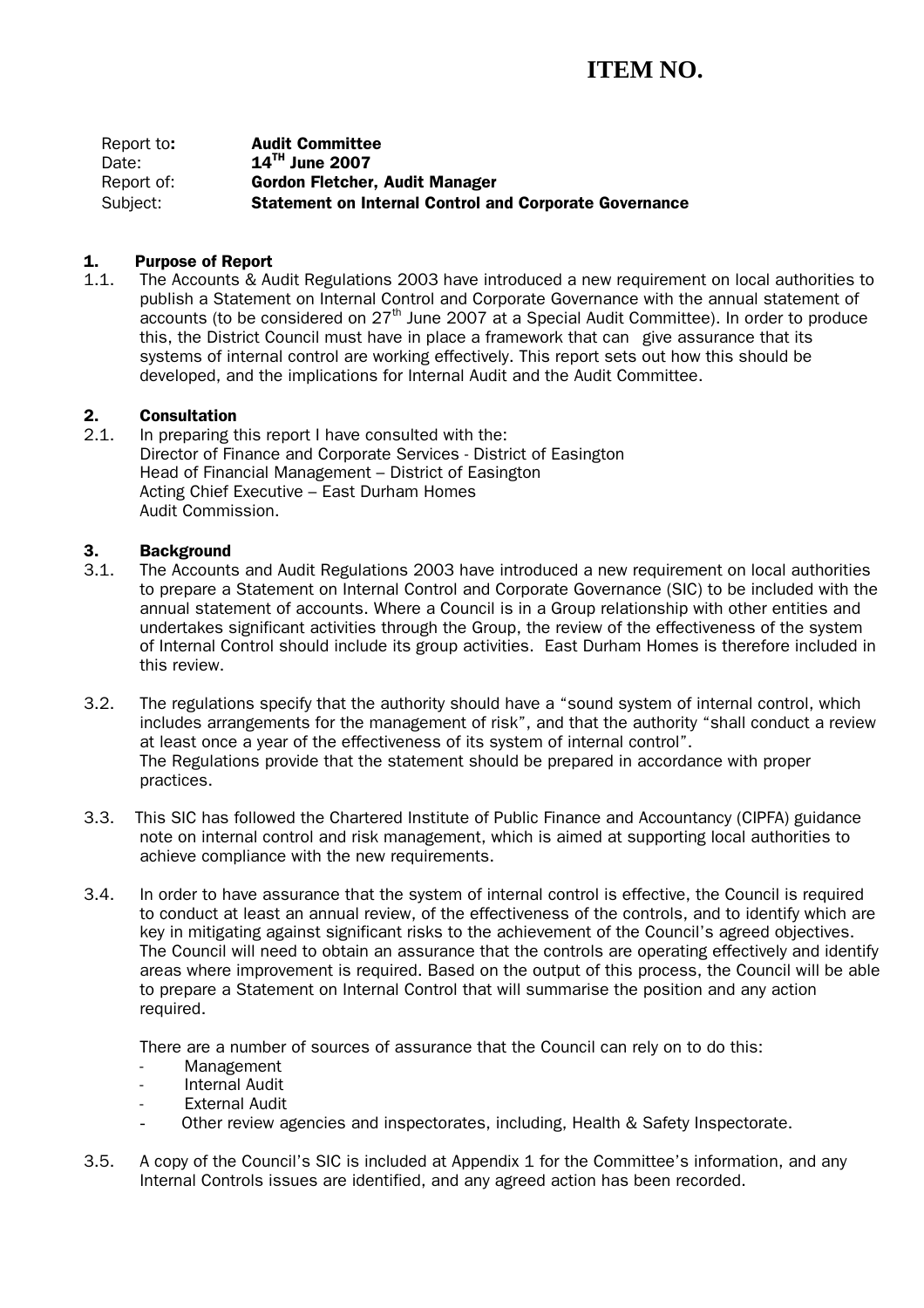# ITEM NO.

| | |
|---|---|
| Report to: | **Audit Committee** |
| Date: | **14TH June 2007** |
| Report of: | **Gordon Fletcher, Audit Manager** |
| Subject: | **Statement on Internal Control and Corporate Governance** |

## 1. Purpose of Report

1.1. The Accounts & Audit Regulations 2003 have introduced a new requirement on local authorities to publish a Statement on Internal Control and Corporate Governance with the annual statement of accounts (to be considered on 27th June 2007 at a Special Audit Committee). In order to produce this, the District Council must have in place a framework that can give assurance that its systems of internal control are working effectively. This report sets out how this should be developed, and the implications for Internal Audit and the Audit Committee.

## 2. Consultation

2.1. In preparing this report I have consulted with the:
Director of Finance and Corporate Services - District of Easington
Head of Financial Management – District of Easington
Acting Chief Executive – East Durham Homes
Audit Commission.

## 3. Background

3.1. The Accounts and Audit Regulations 2003 have introduced a new requirement on local authorities to prepare a Statement on Internal Control and Corporate Governance (SIC) to be included with the annual statement of accounts. Where a Council is in a Group relationship with other entities and undertakes significant activities through the Group, the review of the effectiveness of the system of Internal Control should include its group activities. East Durham Homes is therefore included in this review.

3.2. The regulations specify that the authority should have a "sound system of internal control, which includes arrangements for the management of risk", and that the authority "shall conduct a review at least once a year of the effectiveness of its system of internal control".
The Regulations provide that the statement should be prepared in accordance with proper practices.

3.3. This SIC has followed the Chartered Institute of Public Finance and Accountancy (CIPFA) guidance note on internal control and risk management, which is aimed at supporting local authorities to achieve compliance with the new requirements.

3.4. In order to have assurance that the system of internal control is effective, the Council is required to conduct at least an annual review, of the effectiveness of the controls, and to identify which are key in mitigating against significant risks to the achievement of the Council's agreed objectives. The Council will need to obtain an assurance that the controls are operating effectively and identify areas where improvement is required. Based on the output of this process, the Council will be able to prepare a Statement on Internal Control that will summarise the position and any action required.

There are a number of sources of assurance that the Council can rely on to do this:

- Management
- Internal Audit
- External Audit
- Other review agencies and inspectorates, including, Health & Safety Inspectorate.

3.5. A copy of the Council's SIC is included at Appendix 1 for the Committee's information, and any Internal Controls issues are identified, and any agreed action has been recorded.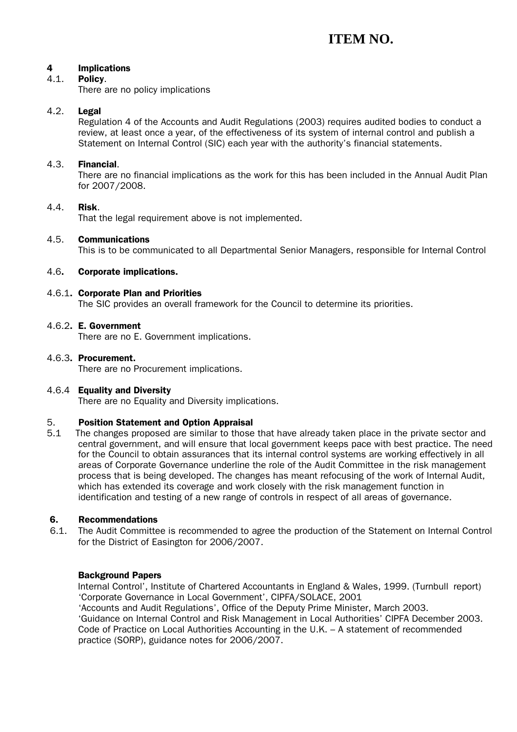# ITEM NO.

## 4 Implications

### 4.1. Policy.

There are no policy implications

### 4.2. Legal

Regulation 4 of the Accounts and Audit Regulations (2003) requires audited bodies to conduct a review, at least once a year, of the effectiveness of its system of internal control and publish a Statement on Internal Control (SIC) each year with the authority's financial statements.

### 4.3. Financial.

There are no financial implications as the work for this has been included in the Annual Audit Plan for 2007/2008.

### 4.4. Risk.

That the legal requirement above is not implemented.

### 4.5. Communications

This is to be communicated to all Departmental Senior Managers, responsible for Internal Control

### 4.6. Corporate implications.

#### 4.6.1. Corporate Plan and Priorities

The SIC provides an overall framework for the Council to determine its priorities.

#### 4.6.2. E. Government

There are no E. Government implications.

#### 4.6.3. Procurement.

There are no Procurement implications.

#### 4.6.4 Equality and Diversity

There are no Equality and Diversity implications.

## 5. Position Statement and Option Appraisal

5.1 The changes proposed are similar to those that have already taken place in the private sector and central government, and will ensure that local government keeps pace with best practice. The need for the Council to obtain assurances that its internal control systems are working effectively in all areas of Corporate Governance underline the role of the Audit Committee in the risk management process that is being developed. The changes has meant refocusing of the work of Internal Audit, which has extended its coverage and work closely with the risk management function in identification and testing of a new range of controls in respect of all areas of governance.

## 6. Recommendations

6.1. The Audit Committee is recommended to agree the production of the Statement on Internal Control for the District of Easington for 2006/2007.

**Background Papers**

Internal Control', Institute of Chartered Accountants in England & Wales, 1999. (Turnbull report)
'Corporate Governance in Local Government', CIPFA/SOLACE, 2001
'Accounts and Audit Regulations', Office of the Deputy Prime Minister, March 2003.
'Guidance on Internal Control and Risk Management in Local Authorities' CIPFA December 2003.
Code of Practice on Local Authorities Accounting in the U.K. – A statement of recommended practice (SORP), guidance notes for 2006/2007.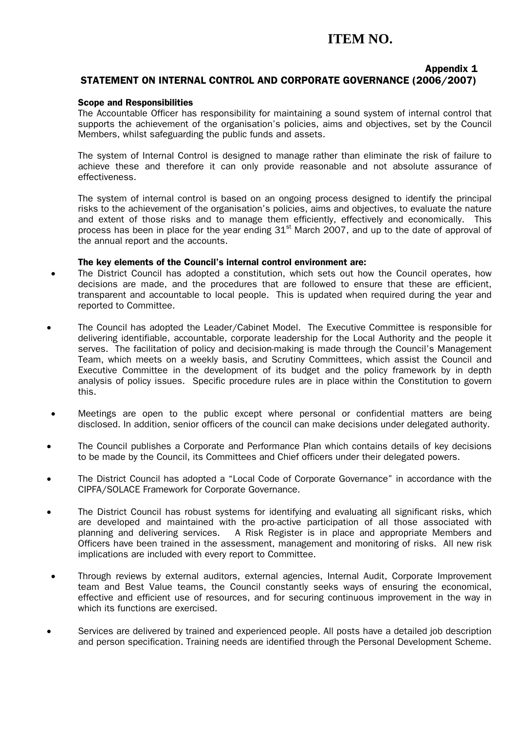# ITEM NO.

**Appendix 1**

## STATEMENT ON INTERNAL CONTROL AND CORPORATE GOVERNANCE (2006/2007)

### Scope and Responsibilities

The Accountable Officer has responsibility for maintaining a sound system of internal control that supports the achievement of the organisation's policies, aims and objectives, set by the Council Members, whilst safeguarding the public funds and assets.

The system of Internal Control is designed to manage rather than eliminate the risk of failure to achieve these and therefore it can only provide reasonable and not absolute assurance of effectiveness.

The system of internal control is based on an ongoing process designed to identify the principal risks to the achievement of the organisation's policies, aims and objectives, to evaluate the nature and extent of those risks and to manage them efficiently, effectively and economically. This process has been in place for the year ending 31st March 2007, and up to the date of approval of the annual report and the accounts.

### The key elements of the Council's internal control environment are:

- The District Council has adopted a constitution, which sets out how the Council operates, how decisions are made, and the procedures that are followed to ensure that these are efficient, transparent and accountable to local people. This is updated when required during the year and reported to Committee.
- The Council has adopted the Leader/Cabinet Model. The Executive Committee is responsible for delivering identifiable, accountable, corporate leadership for the Local Authority and the people it serves. The facilitation of policy and decision-making is made through the Council's Management Team, which meets on a weekly basis, and Scrutiny Committees, which assist the Council and Executive Committee in the development of its budget and the policy framework by in depth analysis of policy issues. Specific procedure rules are in place within the Constitution to govern this.
- Meetings are open to the public except where personal or confidential matters are being disclosed. In addition, senior officers of the council can make decisions under delegated authority.
- The Council publishes a Corporate and Performance Plan which contains details of key decisions to be made by the Council, its Committees and Chief officers under their delegated powers.
- The District Council has adopted a "Local Code of Corporate Governance" in accordance with the CIPFA/SOLACE Framework for Corporate Governance.
- The District Council has robust systems for identifying and evaluating all significant risks, which are developed and maintained with the pro-active participation of all those associated with planning and delivering services. A Risk Register is in place and appropriate Members and Officers have been trained in the assessment, management and monitoring of risks. All new risk implications are included with every report to Committee.
- Through reviews by external auditors, external agencies, Internal Audit, Corporate Improvement team and Best Value teams, the Council constantly seeks ways of ensuring the economical, effective and efficient use of resources, and for securing continuous improvement in the way in which its functions are exercised.
- Services are delivered by trained and experienced people. All posts have a detailed job description and person specification. Training needs are identified through the Personal Development Scheme.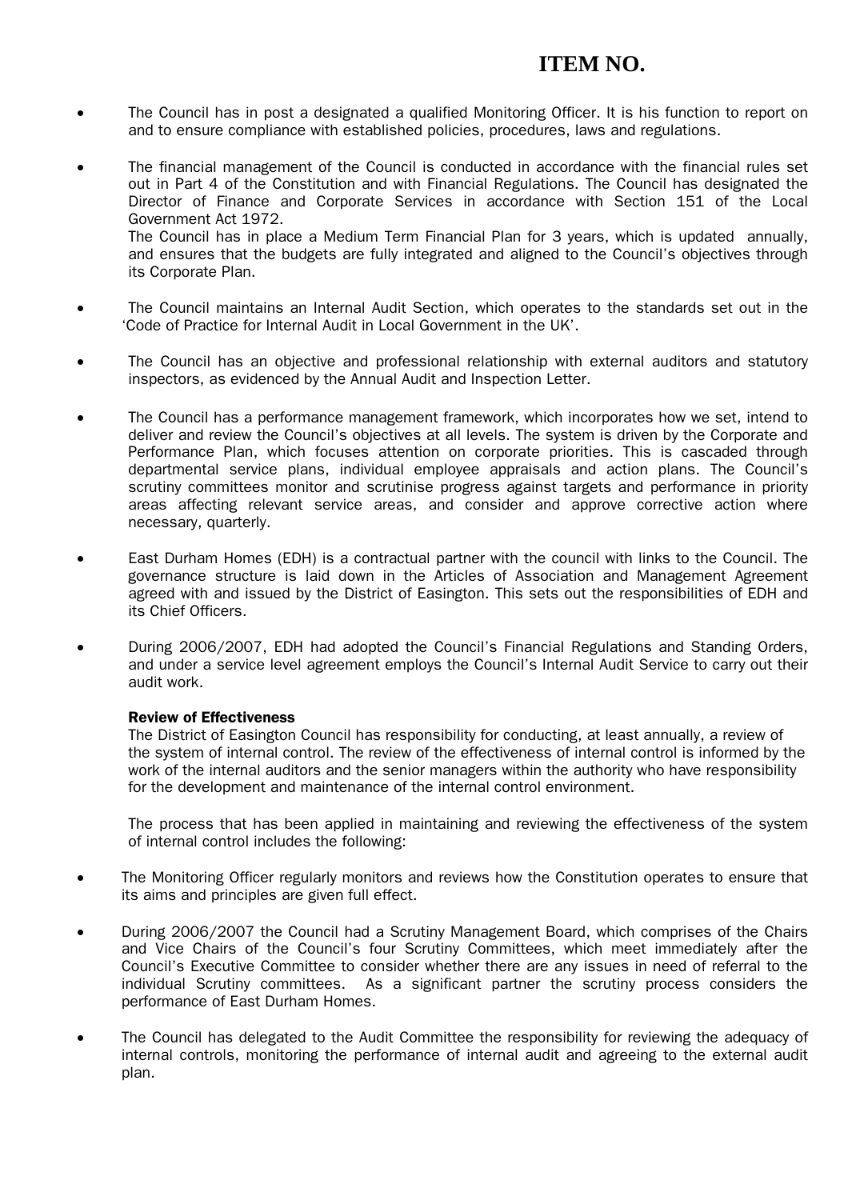- The Council has in post a designated a qualified Monitoring Officer. It is his function to report on and to ensure compliance with established policies, procedures, laws and regulations.

- The financial management of the Council is conducted in accordance with the financial rules set out in Part 4 of the Constitution and with Financial Regulations. The Council has designated the Director of Finance and Corporate Services in accordance with Section 151 of the Local Government Act 1972.
  The Council has in place a Medium Term Financial Plan for 3 years, which is updated annually, and ensures that the budgets are fully integrated and aligned to the Council's objectives through its Corporate Plan.

- The Council maintains an Internal Audit Section, which operates to the standards set out in the 'Code of Practice for Internal Audit in Local Government in the UK'.

- The Council has an objective and professional relationship with external auditors and statutory inspectors, as evidenced by the Annual Audit and Inspection Letter.

- The Council has a performance management framework, which incorporates how we set, intend to deliver and review the Council's objectives at all levels. The system is driven by the Corporate and Performance Plan, which focuses attention on corporate priorities. This is cascaded through departmental service plans, individual employee appraisals and action plans. The Council's scrutiny committees monitor and scrutinise progress against targets and performance in priority areas affecting relevant service areas, and consider and approve corrective action where necessary, quarterly.

- East Durham Homes (EDH) is a contractual partner with the council with links to the Council. The governance structure is laid down in the Articles of Association and Management Agreement agreed with and issued by the District of Easington. This sets out the responsibilities of EDH and its Chief Officers.

- During 2006/2007, EDH had adopted the Council's Financial Regulations and Standing Orders, and under a service level agreement employs the Council's Internal Audit Service to carry out their audit work.

**Review of Effectiveness**

The District of Easington Council has responsibility for conducting, at least annually, a review of the system of internal control. The review of the effectiveness of internal control is informed by the work of the internal auditors and the senior managers within the authority who have responsibility for the development and maintenance of the internal control environment.

The process that has been applied in maintaining and reviewing the effectiveness of the system of internal control includes the following:

- The Monitoring Officer regularly monitors and reviews how the Constitution operates to ensure that its aims and principles are given full effect.

- During 2006/2007 the Council had a Scrutiny Management Board, which comprises of the Chairs and Vice Chairs of the Council's four Scrutiny Committees, which meet immediately after the Council's Executive Committee to consider whether there are any issues in need of referral to the individual Scrutiny committees. As a significant partner the scrutiny process considers the performance of East Durham Homes.

- The Council has delegated to the Audit Committee the responsibility for reviewing the adequacy of internal controls, monitoring the performance of internal audit and agreeing to the external audit plan.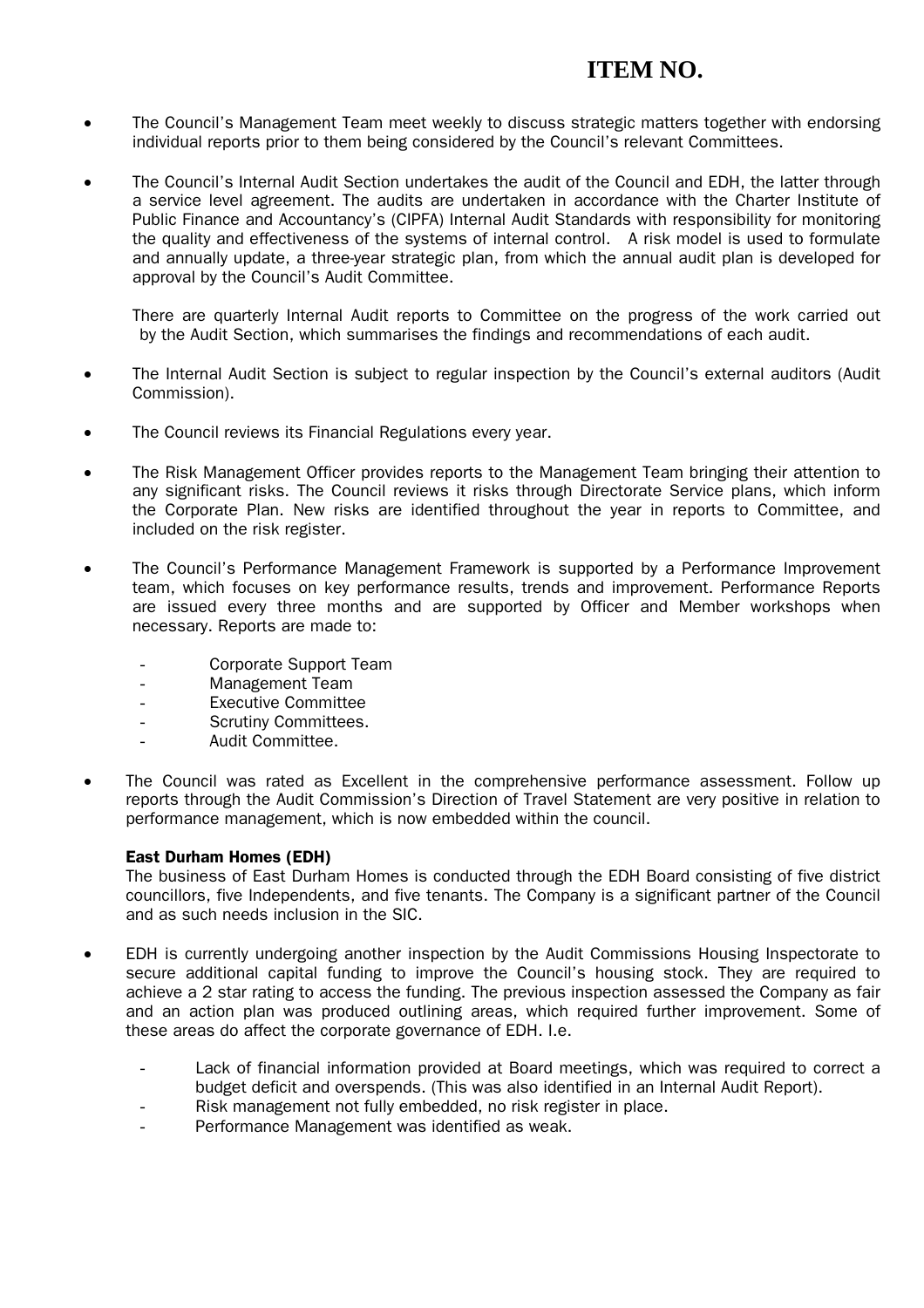- The Council's Management Team meet weekly to discuss strategic matters together with endorsing individual reports prior to them being considered by the Council's relevant Committees.

- The Council's Internal Audit Section undertakes the audit of the Council and EDH, the latter through a service level agreement. The audits are undertaken in accordance with the Charter Institute of Public Finance and Accountancy's (CIPFA) Internal Audit Standards with responsibility for monitoring the quality and effectiveness of the systems of internal control. A risk model is used to formulate and annually update, a three-year strategic plan, from which the annual audit plan is developed for approval by the Council's Audit Committee.

  There are quarterly Internal Audit reports to Committee on the progress of the work carried out by the Audit Section, which summarises the findings and recommendations of each audit.

- The Internal Audit Section is subject to regular inspection by the Council's external auditors (Audit Commission).

- The Council reviews its Financial Regulations every year.

- The Risk Management Officer provides reports to the Management Team bringing their attention to any significant risks. The Council reviews it risks through Directorate Service plans, which inform the Corporate Plan. New risks are identified throughout the year in reports to Committee, and included on the risk register.

- The Council's Performance Management Framework is supported by a Performance Improvement team, which focuses on key performance results, trends and improvement. Performance Reports are issued every three months and are supported by Officer and Member workshops when necessary. Reports are made to:

  - Corporate Support Team
  - Management Team
  - Executive Committee
  - Scrutiny Committees.
  - Audit Committee.

- The Council was rated as Excellent in the comprehensive performance assessment. Follow up reports through the Audit Commission's Direction of Travel Statement are very positive in relation to performance management, which is now embedded within the council.

**East Durham Homes (EDH)**

The business of East Durham Homes is conducted through the EDH Board consisting of five district councillors, five Independents, and five tenants. The Company is a significant partner of the Council and as such needs inclusion in the SIC.

- EDH is currently undergoing another inspection by the Audit Commissions Housing Inspectorate to secure additional capital funding to improve the Council's housing stock. They are required to achieve a 2 star rating to access the funding. The previous inspection assessed the Company as fair and an action plan was produced outlining areas, which required further improvement. Some of these areas do affect the corporate governance of EDH. I.e.

  - Lack of financial information provided at Board meetings, which was required to correct a budget deficit and overspends. (This was also identified in an Internal Audit Report).
  - Risk management not fully embedded, no risk register in place.
  - Performance Management was identified as weak.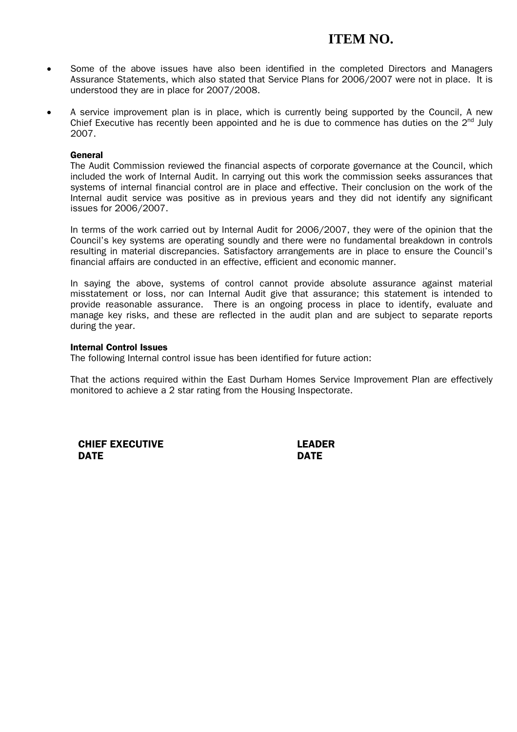# ITEM NO.

- Some of the above issues have also been identified in the completed Directors and Managers Assurance Statements, which also stated that Service Plans for 2006/2007 were not in place. It is understood they are in place for 2007/2008.

- A service improvement plan is in place, which is currently being supported by the Council, A new Chief Executive has recently been appointed and he is due to commence has duties on the 2nd July 2007.

**General**

The Audit Commission reviewed the financial aspects of corporate governance at the Council, which included the work of Internal Audit. In carrying out this work the commission seeks assurances that systems of internal financial control are in place and effective. Their conclusion on the work of the Internal audit service was positive as in previous years and they did not identify any significant issues for 2006/2007.

In terms of the work carried out by Internal Audit for 2006/2007, they were of the opinion that the Council's key systems are operating soundly and there were no fundamental breakdown in controls resulting in material discrepancies. Satisfactory arrangements are in place to ensure the Council's financial affairs are conducted in an effective, efficient and economic manner.

In saying the above, systems of control cannot provide absolute assurance against material misstatement or loss, nor can Internal Audit give that assurance; this statement is intended to provide reasonable assurance. There is an ongoing process in place to identify, evaluate and manage key risks, and these are reflected in the audit plan and are subject to separate reports during the year.

**Internal Control Issues**

The following Internal control issue has been identified for future action:

That the actions required within the East Durham Homes Service Improvement Plan are effectively monitored to achieve a 2 star rating from the Housing Inspectorate.

**CHIEF EXECUTIVE**
**DATE**

**LEADER**
**DATE**